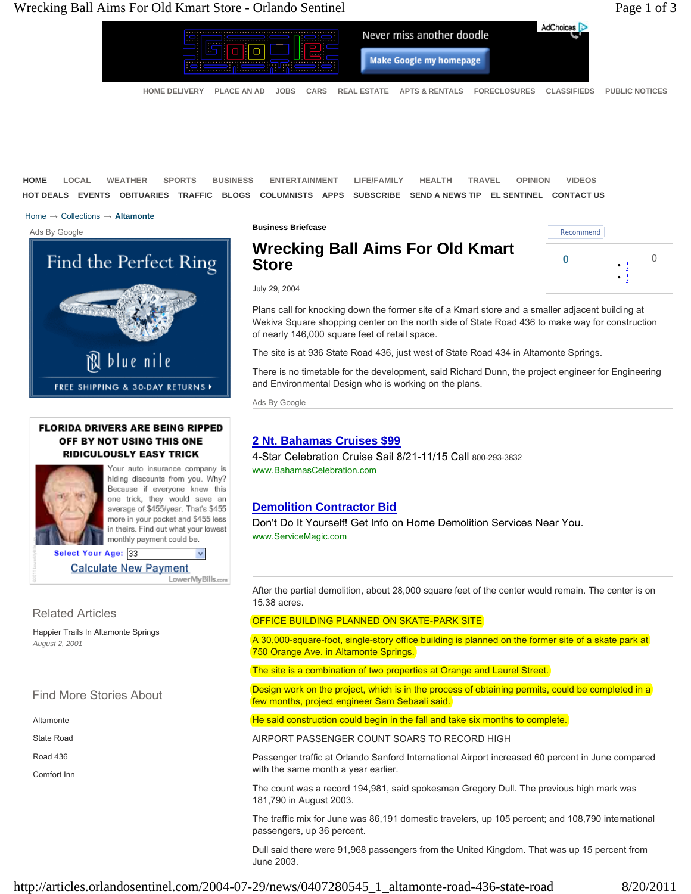Home → Collections → Altamonte

Business Briefcase

# Wrecking Ball Aims For Old Kmart Store

July 29, 2004

Plans call for knocking down the former site of a Kmart store and a smaller adjacent building at Wekiva Square shopping center on the north side of State Road 436 to make way for construction of nearly 146,000 square feet of retail space.

The site is at 936 State Road 436, just west of State Road 434 in Altamonte Springs.

There is no timetable for the development, said Richard Dunn, the project engineer for Engineering and Environmental Design who is working on the plans.

After the partial demolition, about 28,000 square feet of the center would remain. The center is on 15.38 acres.

OFFICE BUILDING PLANNED ON SKATE-PARK SITE

A 30,000-square-foot, single-story office building is planned on the former site of a skate park at 750 Orange Ave. in Altamonte Springs.

The site is a combination of two properties at Orange and Laurel Street.

Design work on the project, which is in the process of obtaining permits, could be completed in a few months, project engineer Sam Sebaali said.

He said construction could begin in the fall and take six months to complete.

AIRPORT PASSENGER COUNT SOARS TO RECORD HIGH

Passenger traffic at Orlando Sanford International Airport increased 60 percent in June compared with the same month a year earlier.

The count was a record 194,981, said spokesman Gregory Dull. The previous high mark was 181,790 in August 2003.

The traffic mix for June was 86,191 domestic travelers, up 105 percent; and 108,790 international passengers, up 36 percent.

Dull said there were 91,968 passengers from the United Kingdom. That was up 15 percent from June 2003.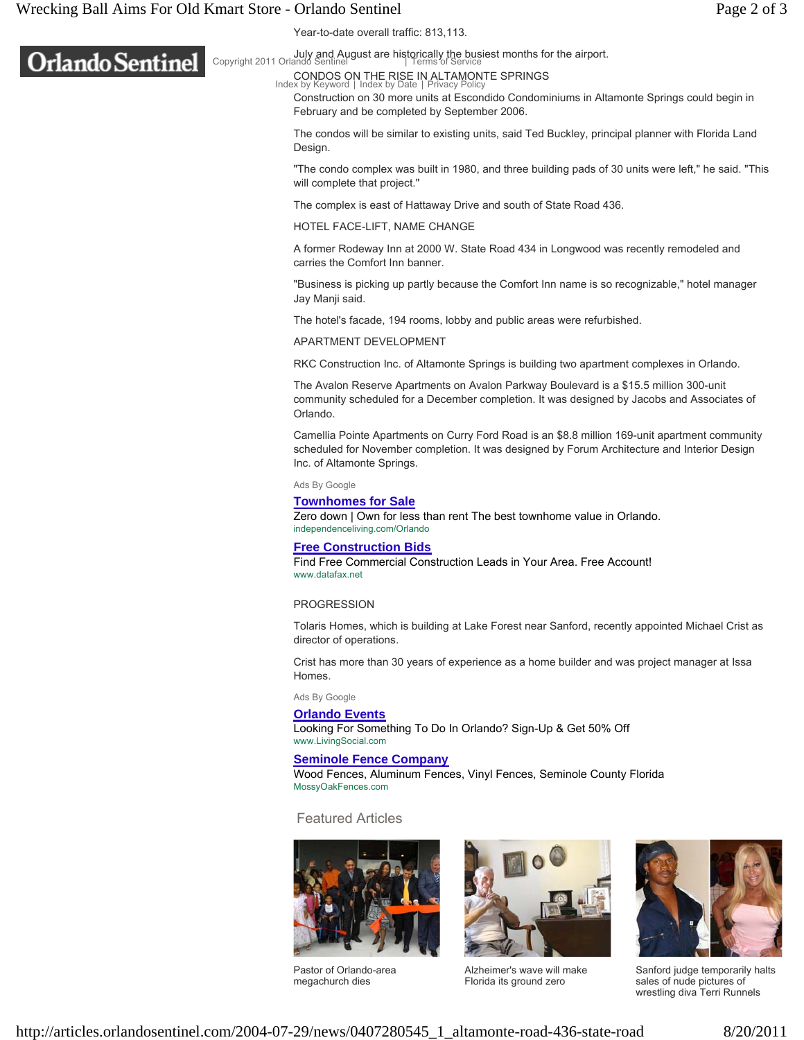Year-to-date overall traffic: 813,113.

July and August are historically the busiest months for the airport.

CONDOS ON THE RISE IN ALTAMONTE SPRINGS

Construction on 30 more units at Escondido Condominiums in Altamonte Springs could begin in February and be completed by September 2006.

The condos will be similar to existing units, said Ted Buckley, principal planner with Florida Land Design.

"The condo complex was built in 1980, and three building pads of 30 units were left," he said. "This will complete that project."

The complex is east of Hattaway Drive and south of State Road 436.

HOTEL FACE-LIFT, NAME CHANGE

A former Rodeway Inn at 2000 W. State Road 434 in Longwood was recently remodeled and carries the Comfort Inn banner.

"Business is picking up partly because the Comfort Inn name is so recognizable," hotel manager Jay Manji said.

The hotel's facade, 194 rooms, lobby and public areas were refurbished.

APARTMENT DEVELOPMENT

RKC Construction Inc. of Altamonte Springs is building two apartment complexes in Orlando.

The Avalon Reserve Apartments on Avalon Parkway Boulevard is a $15.5 million 300-unit community scheduled for a December completion. It was designed by Jacobs and Associates of Orlando.

Camellia Pointe Apartments on Curry Ford Road is an $8.8 million 169-unit apartment community scheduled for November completion. It was designed by Forum Architecture and Interior Design Inc. of Altamonte Springs.

PROGRESSION

Tolaris Homes, which is building at Lake Forest near Sanford, recently appointed Michael Crist as director of operations.

Crist has more than 30 years of experience as a home builder and was project manager at Issa Homes.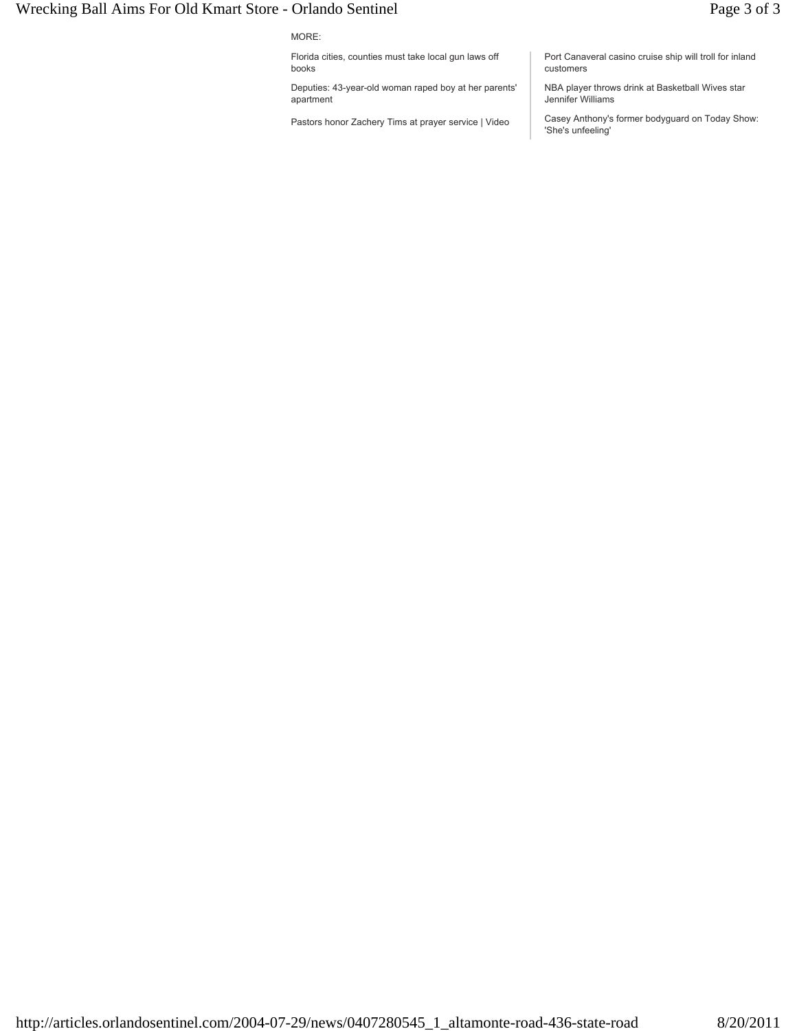MORE:

- Florida cities, counties must take local gun laws off books
- Deputies: 43-year-old woman raped boy at her parents' apartment
- Pastors honor Zachery Tims at prayer service | Video
- Port Canaveral casino cruise ship will troll for inland customers
- NBA player throws drink at Basketball Wives star Jennifer Williams
- Casey Anthony's former bodyguard on Today Show: 'She's unfeeling'